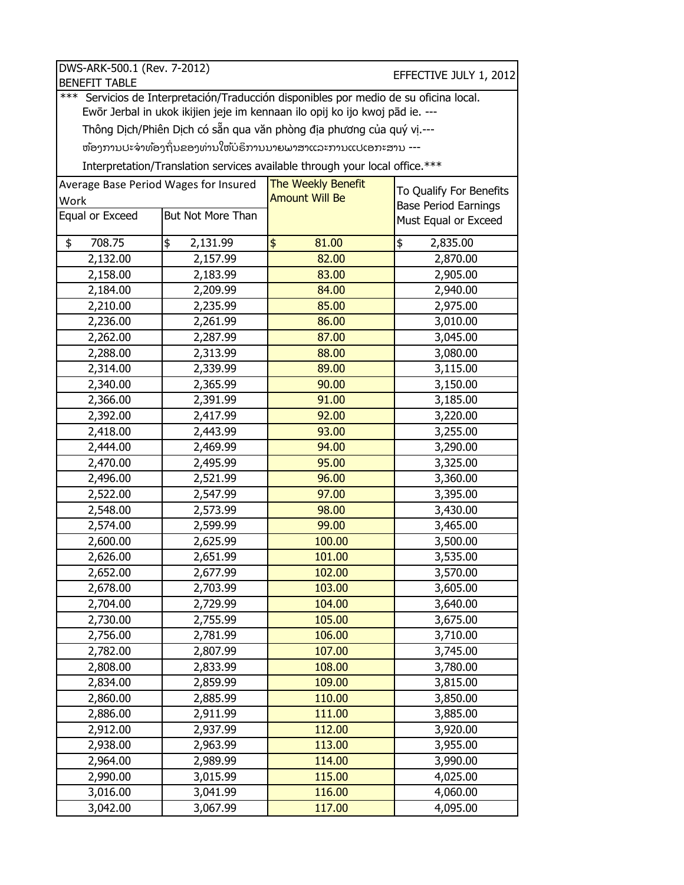DWS-ARK-500.1 (Rev. 7-2012)
BENEFIT TABLE

EFFECTIVE JULY 1, 2012

*** Servicios de Interpretación/Traducción disponibles por medio de su oficina local.
Ewōr Jerbal in ukok ikijien jeje im kennaan ilo opij ko ijo kwoj pād ie. ---
Thông Dịch/Phiên Dịch có sẵn qua văn phòng địa phương của quý vị.---
ຫ້ອງການປະຈຳທ້ອງຖິ່ນຂອງທ່ານໃຫ້ບໍລິການນາຍພາສາແລະການແປເອກະສານ ---
Interpretation/Translation services available through your local office.***

| Average Base Period Wages for Insured Work | | The Weekly Benefit Amount Will Be | To Qualify For Benefits Base Period Earnings Must Equal or Exceed |
|---|---|---|---|
| Equal or Exceed | But Not More Than | | |
| $ 708.75 | $ 2,131.99 | $ 81.00 | $ 2,835.00 |
| 2,132.00 | 2,157.99 | 82.00 | 2,870.00 |
| 2,158.00 | 2,183.99 | 83.00 | 2,905.00 |
| 2,184.00 | 2,209.99 | 84.00 | 2,940.00 |
| 2,210.00 | 2,235.99 | 85.00 | 2,975.00 |
| 2,236.00 | 2,261.99 | 86.00 | 3,010.00 |
| 2,262.00 | 2,287.99 | 87.00 | 3,045.00 |
| 2,288.00 | 2,313.99 | 88.00 | 3,080.00 |
| 2,314.00 | 2,339.99 | 89.00 | 3,115.00 |
| 2,340.00 | 2,365.99 | 90.00 | 3,150.00 |
| 2,366.00 | 2,391.99 | 91.00 | 3,185.00 |
| 2,392.00 | 2,417.99 | 92.00 | 3,220.00 |
| 2,418.00 | 2,443.99 | 93.00 | 3,255.00 |
| 2,444.00 | 2,469.99 | 94.00 | 3,290.00 |
| 2,470.00 | 2,495.99 | 95.00 | 3,325.00 |
| 2,496.00 | 2,521.99 | 96.00 | 3,360.00 |
| 2,522.00 | 2,547.99 | 97.00 | 3,395.00 |
| 2,548.00 | 2,573.99 | 98.00 | 3,430.00 |
| 2,574.00 | 2,599.99 | 99.00 | 3,465.00 |
| 2,600.00 | 2,625.99 | 100.00 | 3,500.00 |
| 2,626.00 | 2,651.99 | 101.00 | 3,535.00 |
| 2,652.00 | 2,677.99 | 102.00 | 3,570.00 |
| 2,678.00 | 2,703.99 | 103.00 | 3,605.00 |
| 2,704.00 | 2,729.99 | 104.00 | 3,640.00 |
| 2,730.00 | 2,755.99 | 105.00 | 3,675.00 |
| 2,756.00 | 2,781.99 | 106.00 | 3,710.00 |
| 2,782.00 | 2,807.99 | 107.00 | 3,745.00 |
| 2,808.00 | 2,833.99 | 108.00 | 3,780.00 |
| 2,834.00 | 2,859.99 | 109.00 | 3,815.00 |
| 2,860.00 | 2,885.99 | 110.00 | 3,850.00 |
| 2,886.00 | 2,911.99 | 111.00 | 3,885.00 |
| 2,912.00 | 2,937.99 | 112.00 | 3,920.00 |
| 2,938.00 | 2,963.99 | 113.00 | 3,955.00 |
| 2,964.00 | 2,989.99 | 114.00 | 3,990.00 |
| 2,990.00 | 3,015.99 | 115.00 | 4,025.00 |
| 3,016.00 | 3,041.99 | 116.00 | 4,060.00 |
| 3,042.00 | 3,067.99 | 117.00 | 4,095.00 |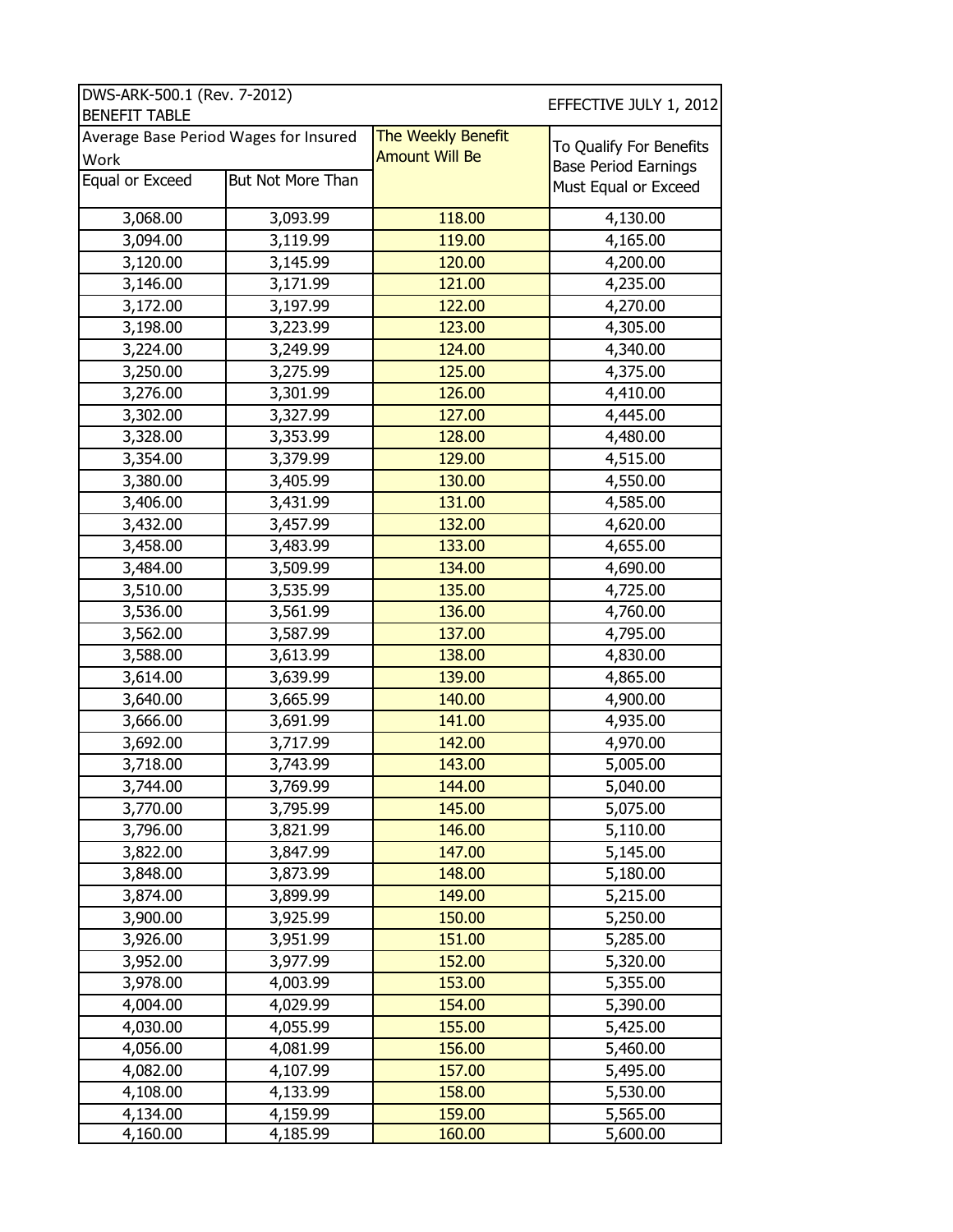| DWS-ARK-500.1 (Rev. 7-2012) BENEFIT TABLE | | | EFFECTIVE JULY 1, 2012 |
|---|---|---|---|
| Average Base Period Wages for Insured Work | | The Weekly Benefit Amount Will Be | To Qualify For Benefits Base Period Earnings Must Equal or Exceed |
| Equal or Exceed | But Not More Than | | |
| 3,068.00 | 3,093.99 | 118.00 | 4,130.00 |
| 3,094.00 | 3,119.99 | 119.00 | 4,165.00 |
| 3,120.00 | 3,145.99 | 120.00 | 4,200.00 |
| 3,146.00 | 3,171.99 | 121.00 | 4,235.00 |
| 3,172.00 | 3,197.99 | 122.00 | 4,270.00 |
| 3,198.00 | 3,223.99 | 123.00 | 4,305.00 |
| 3,224.00 | 3,249.99 | 124.00 | 4,340.00 |
| 3,250.00 | 3,275.99 | 125.00 | 4,375.00 |
| 3,276.00 | 3,301.99 | 126.00 | 4,410.00 |
| 3,302.00 | 3,327.99 | 127.00 | 4,445.00 |
| 3,328.00 | 3,353.99 | 128.00 | 4,480.00 |
| 3,354.00 | 3,379.99 | 129.00 | 4,515.00 |
| 3,380.00 | 3,405.99 | 130.00 | 4,550.00 |
| 3,406.00 | 3,431.99 | 131.00 | 4,585.00 |
| 3,432.00 | 3,457.99 | 132.00 | 4,620.00 |
| 3,458.00 | 3,483.99 | 133.00 | 4,655.00 |
| 3,484.00 | 3,509.99 | 134.00 | 4,690.00 |
| 3,510.00 | 3,535.99 | 135.00 | 4,725.00 |
| 3,536.00 | 3,561.99 | 136.00 | 4,760.00 |
| 3,562.00 | 3,587.99 | 137.00 | 4,795.00 |
| 3,588.00 | 3,613.99 | 138.00 | 4,830.00 |
| 3,614.00 | 3,639.99 | 139.00 | 4,865.00 |
| 3,640.00 | 3,665.99 | 140.00 | 4,900.00 |
| 3,666.00 | 3,691.99 | 141.00 | 4,935.00 |
| 3,692.00 | 3,717.99 | 142.00 | 4,970.00 |
| 3,718.00 | 3,743.99 | 143.00 | 5,005.00 |
| 3,744.00 | 3,769.99 | 144.00 | 5,040.00 |
| 3,770.00 | 3,795.99 | 145.00 | 5,075.00 |
| 3,796.00 | 3,821.99 | 146.00 | 5,110.00 |
| 3,822.00 | 3,847.99 | 147.00 | 5,145.00 |
| 3,848.00 | 3,873.99 | 148.00 | 5,180.00 |
| 3,874.00 | 3,899.99 | 149.00 | 5,215.00 |
| 3,900.00 | 3,925.99 | 150.00 | 5,250.00 |
| 3,926.00 | 3,951.99 | 151.00 | 5,285.00 |
| 3,952.00 | 3,977.99 | 152.00 | 5,320.00 |
| 3,978.00 | 4,003.99 | 153.00 | 5,355.00 |
| 4,004.00 | 4,029.99 | 154.00 | 5,390.00 |
| 4,030.00 | 4,055.99 | 155.00 | 5,425.00 |
| 4,056.00 | 4,081.99 | 156.00 | 5,460.00 |
| 4,082.00 | 4,107.99 | 157.00 | 5,495.00 |
| 4,108.00 | 4,133.99 | 158.00 | 5,530.00 |
| 4,134.00 | 4,159.99 | 159.00 | 5,565.00 |
| 4,160.00 | 4,185.99 | 160.00 | 5,600.00 |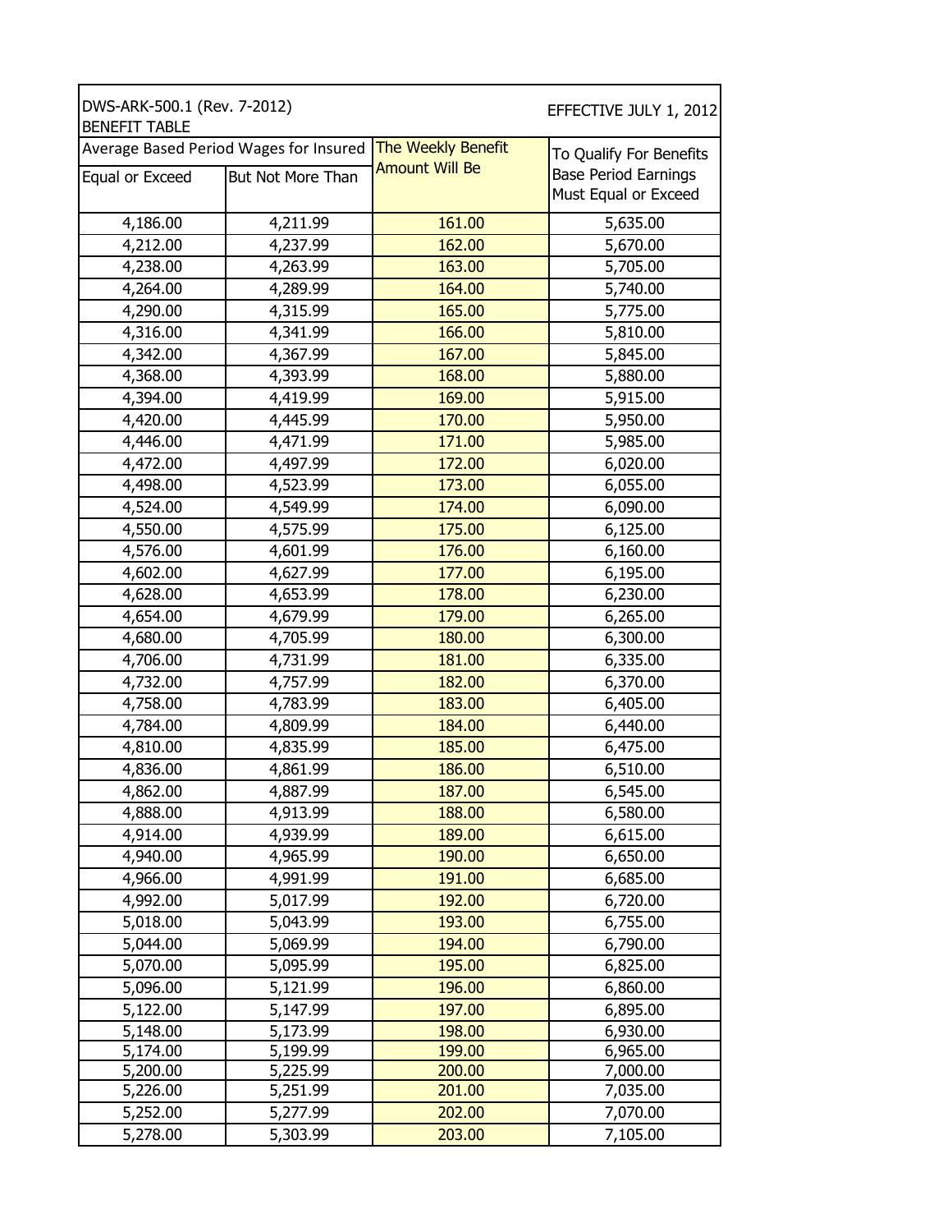| DWS-ARK-500.1 (Rev. 7-2012) BENEFIT TABLE | | | EFFECTIVE JULY 1, 2012 |
|---|---|---|---|
| Average Based Period Wages for Insured | | The Weekly Benefit Amount Will Be | To Qualify For Benefits Base Period Earnings Must Equal or Exceed |
| Equal or Exceed | But Not More Than | | |
| 4,186.00 | 4,211.99 | 161.00 | 5,635.00 |
| 4,212.00 | 4,237.99 | 162.00 | 5,670.00 |
| 4,238.00 | 4,263.99 | 163.00 | 5,705.00 |
| 4,264.00 | 4,289.99 | 164.00 | 5,740.00 |
| 4,290.00 | 4,315.99 | 165.00 | 5,775.00 |
| 4,316.00 | 4,341.99 | 166.00 | 5,810.00 |
| 4,342.00 | 4,367.99 | 167.00 | 5,845.00 |
| 4,368.00 | 4,393.99 | 168.00 | 5,880.00 |
| 4,394.00 | 4,419.99 | 169.00 | 5,915.00 |
| 4,420.00 | 4,445.99 | 170.00 | 5,950.00 |
| 4,446.00 | 4,471.99 | 171.00 | 5,985.00 |
| 4,472.00 | 4,497.99 | 172.00 | 6,020.00 |
| 4,498.00 | 4,523.99 | 173.00 | 6,055.00 |
| 4,524.00 | 4,549.99 | 174.00 | 6,090.00 |
| 4,550.00 | 4,575.99 | 175.00 | 6,125.00 |
| 4,576.00 | 4,601.99 | 176.00 | 6,160.00 |
| 4,602.00 | 4,627.99 | 177.00 | 6,195.00 |
| 4,628.00 | 4,653.99 | 178.00 | 6,230.00 |
| 4,654.00 | 4,679.99 | 179.00 | 6,265.00 |
| 4,680.00 | 4,705.99 | 180.00 | 6,300.00 |
| 4,706.00 | 4,731.99 | 181.00 | 6,335.00 |
| 4,732.00 | 4,757.99 | 182.00 | 6,370.00 |
| 4,758.00 | 4,783.99 | 183.00 | 6,405.00 |
| 4,784.00 | 4,809.99 | 184.00 | 6,440.00 |
| 4,810.00 | 4,835.99 | 185.00 | 6,475.00 |
| 4,836.00 | 4,861.99 | 186.00 | 6,510.00 |
| 4,862.00 | 4,887.99 | 187.00 | 6,545.00 |
| 4,888.00 | 4,913.99 | 188.00 | 6,580.00 |
| 4,914.00 | 4,939.99 | 189.00 | 6,615.00 |
| 4,940.00 | 4,965.99 | 190.00 | 6,650.00 |
| 4,966.00 | 4,991.99 | 191.00 | 6,685.00 |
| 4,992.00 | 5,017.99 | 192.00 | 6,720.00 |
| 5,018.00 | 5,043.99 | 193.00 | 6,755.00 |
| 5,044.00 | 5,069.99 | 194.00 | 6,790.00 |
| 5,070.00 | 5,095.99 | 195.00 | 6,825.00 |
| 5,096.00 | 5,121.99 | 196.00 | 6,860.00 |
| 5,122.00 | 5,147.99 | 197.00 | 6,895.00 |
| 5,148.00 | 5,173.99 | 198.00 | 6,930.00 |
| 5,174.00 | 5,199.99 | 199.00 | 6,965.00 |
| 5,200.00 | 5,225.99 | 200.00 | 7,000.00 |
| 5,226.00 | 5,251.99 | 201.00 | 7,035.00 |
| 5,252.00 | 5,277.99 | 202.00 | 7,070.00 |
| 5,278.00 | 5,303.99 | 203.00 | 7,105.00 |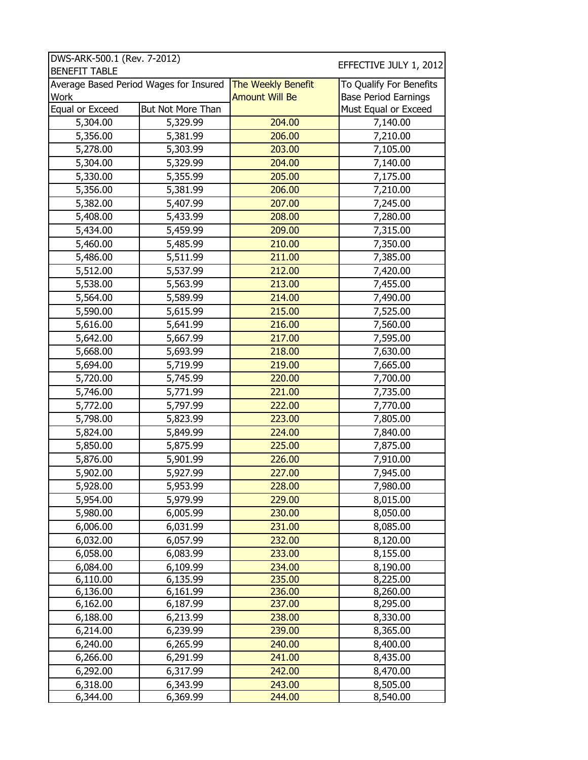| DWS-ARK-500.1 (Rev. 7-2012) BENEFIT TABLE | | | EFFECTIVE JULY 1, 2012 |
|---|---|---|---|
| Average Based Period Wages for Insured Work | | The Weekly Benefit Amount Will Be | To Qualify For Benefits Base Period Earnings |
| Equal or Exceed | But Not More Than | | Must Equal or Exceed |
| 5,304.00 | 5,329.99 | 204.00 | 7,140.00 |
| 5,356.00 | 5,381.99 | 206.00 | 7,210.00 |
| 5,278.00 | 5,303.99 | 203.00 | 7,105.00 |
| 5,304.00 | 5,329.99 | 204.00 | 7,140.00 |
| 5,330.00 | 5,355.99 | 205.00 | 7,175.00 |
| 5,356.00 | 5,381.99 | 206.00 | 7,210.00 |
| 5,382.00 | 5,407.99 | 207.00 | 7,245.00 |
| 5,408.00 | 5,433.99 | 208.00 | 7,280.00 |
| 5,434.00 | 5,459.99 | 209.00 | 7,315.00 |
| 5,460.00 | 5,485.99 | 210.00 | 7,350.00 |
| 5,486.00 | 5,511.99 | 211.00 | 7,385.00 |
| 5,512.00 | 5,537.99 | 212.00 | 7,420.00 |
| 5,538.00 | 5,563.99 | 213.00 | 7,455.00 |
| 5,564.00 | 5,589.99 | 214.00 | 7,490.00 |
| 5,590.00 | 5,615.99 | 215.00 | 7,525.00 |
| 5,616.00 | 5,641.99 | 216.00 | 7,560.00 |
| 5,642.00 | 5,667.99 | 217.00 | 7,595.00 |
| 5,668.00 | 5,693.99 | 218.00 | 7,630.00 |
| 5,694.00 | 5,719.99 | 219.00 | 7,665.00 |
| 5,720.00 | 5,745.99 | 220.00 | 7,700.00 |
| 5,746.00 | 5,771.99 | 221.00 | 7,735.00 |
| 5,772.00 | 5,797.99 | 222.00 | 7,770.00 |
| 5,798.00 | 5,823.99 | 223.00 | 7,805.00 |
| 5,824.00 | 5,849.99 | 224.00 | 7,840.00 |
| 5,850.00 | 5,875.99 | 225.00 | 7,875.00 |
| 5,876.00 | 5,901.99 | 226.00 | 7,910.00 |
| 5,902.00 | 5,927.99 | 227.00 | 7,945.00 |
| 5,928.00 | 5,953.99 | 228.00 | 7,980.00 |
| 5,954.00 | 5,979.99 | 229.00 | 8,015.00 |
| 5,980.00 | 6,005.99 | 230.00 | 8,050.00 |
| 6,006.00 | 6,031.99 | 231.00 | 8,085.00 |
| 6,032.00 | 6,057.99 | 232.00 | 8,120.00 |
| 6,058.00 | 6,083.99 | 233.00 | 8,155.00 |
| 6,084.00 | 6,109.99 | 234.00 | 8,190.00 |
| 6,110.00 | 6,135.99 | 235.00 | 8,225.00 |
| 6,136.00 | 6,161.99 | 236.00 | 8,260.00 |
| 6,162.00 | 6,187.99 | 237.00 | 8,295.00 |
| 6,188.00 | 6,213.99 | 238.00 | 8,330.00 |
| 6,214.00 | 6,239.99 | 239.00 | 8,365.00 |
| 6,240.00 | 6,265.99 | 240.00 | 8,400.00 |
| 6,266.00 | 6,291.99 | 241.00 | 8,435.00 |
| 6,292.00 | 6,317.99 | 242.00 | 8,470.00 |
| 6,318.00 | 6,343.99 | 243.00 | 8,505.00 |
| 6,344.00 | 6,369.99 | 244.00 | 8,540.00 |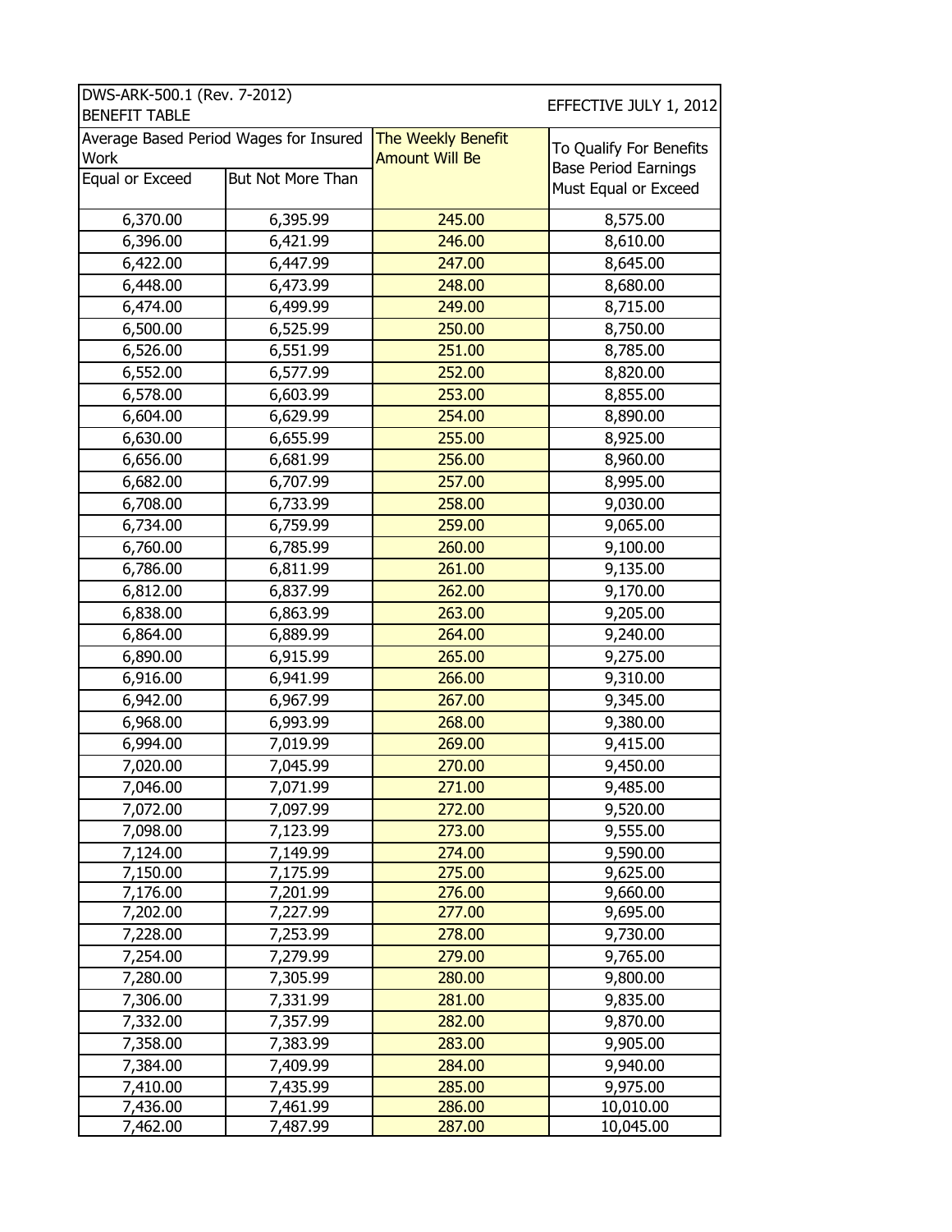| DWS-ARK-500.1 (Rev. 7-2012) BENEFIT TABLE | | | EFFECTIVE JULY 1, 2012 |
|---|---|---|---|
| Average Based Period Wages for Insured Work | | The Weekly Benefit Amount Will Be | To Qualify For Benefits Base Period Earnings Must Equal or Exceed |
| Equal or Exceed | But Not More Than | | |
| 6,370.00 | 6,395.99 | 245.00 | 8,575.00 |
| 6,396.00 | 6,421.99 | 246.00 | 8,610.00 |
| 6,422.00 | 6,447.99 | 247.00 | 8,645.00 |
| 6,448.00 | 6,473.99 | 248.00 | 8,680.00 |
| 6,474.00 | 6,499.99 | 249.00 | 8,715.00 |
| 6,500.00 | 6,525.99 | 250.00 | 8,750.00 |
| 6,526.00 | 6,551.99 | 251.00 | 8,785.00 |
| 6,552.00 | 6,577.99 | 252.00 | 8,820.00 |
| 6,578.00 | 6,603.99 | 253.00 | 8,855.00 |
| 6,604.00 | 6,629.99 | 254.00 | 8,890.00 |
| 6,630.00 | 6,655.99 | 255.00 | 8,925.00 |
| 6,656.00 | 6,681.99 | 256.00 | 8,960.00 |
| 6,682.00 | 6,707.99 | 257.00 | 8,995.00 |
| 6,708.00 | 6,733.99 | 258.00 | 9,030.00 |
| 6,734.00 | 6,759.99 | 259.00 | 9,065.00 |
| 6,760.00 | 6,785.99 | 260.00 | 9,100.00 |
| 6,786.00 | 6,811.99 | 261.00 | 9,135.00 |
| 6,812.00 | 6,837.99 | 262.00 | 9,170.00 |
| 6,838.00 | 6,863.99 | 263.00 | 9,205.00 |
| 6,864.00 | 6,889.99 | 264.00 | 9,240.00 |
| 6,890.00 | 6,915.99 | 265.00 | 9,275.00 |
| 6,916.00 | 6,941.99 | 266.00 | 9,310.00 |
| 6,942.00 | 6,967.99 | 267.00 | 9,345.00 |
| 6,968.00 | 6,993.99 | 268.00 | 9,380.00 |
| 6,994.00 | 7,019.99 | 269.00 | 9,415.00 |
| 7,020.00 | 7,045.99 | 270.00 | 9,450.00 |
| 7,046.00 | 7,071.99 | 271.00 | 9,485.00 |
| 7,072.00 | 7,097.99 | 272.00 | 9,520.00 |
| 7,098.00 | 7,123.99 | 273.00 | 9,555.00 |
| 7,124.00 | 7,149.99 | 274.00 | 9,590.00 |
| 7,150.00 | 7,175.99 | 275.00 | 9,625.00 |
| 7,176.00 | 7,201.99 | 276.00 | 9,660.00 |
| 7,202.00 | 7,227.99 | 277.00 | 9,695.00 |
| 7,228.00 | 7,253.99 | 278.00 | 9,730.00 |
| 7,254.00 | 7,279.99 | 279.00 | 9,765.00 |
| 7,280.00 | 7,305.99 | 280.00 | 9,800.00 |
| 7,306.00 | 7,331.99 | 281.00 | 9,835.00 |
| 7,332.00 | 7,357.99 | 282.00 | 9,870.00 |
| 7,358.00 | 7,383.99 | 283.00 | 9,905.00 |
| 7,384.00 | 7,409.99 | 284.00 | 9,940.00 |
| 7,410.00 | 7,435.99 | 285.00 | 9,975.00 |
| 7,436.00 | 7,461.99 | 286.00 | 10,010.00 |
| 7,462.00 | 7,487.99 | 287.00 | 10,045.00 |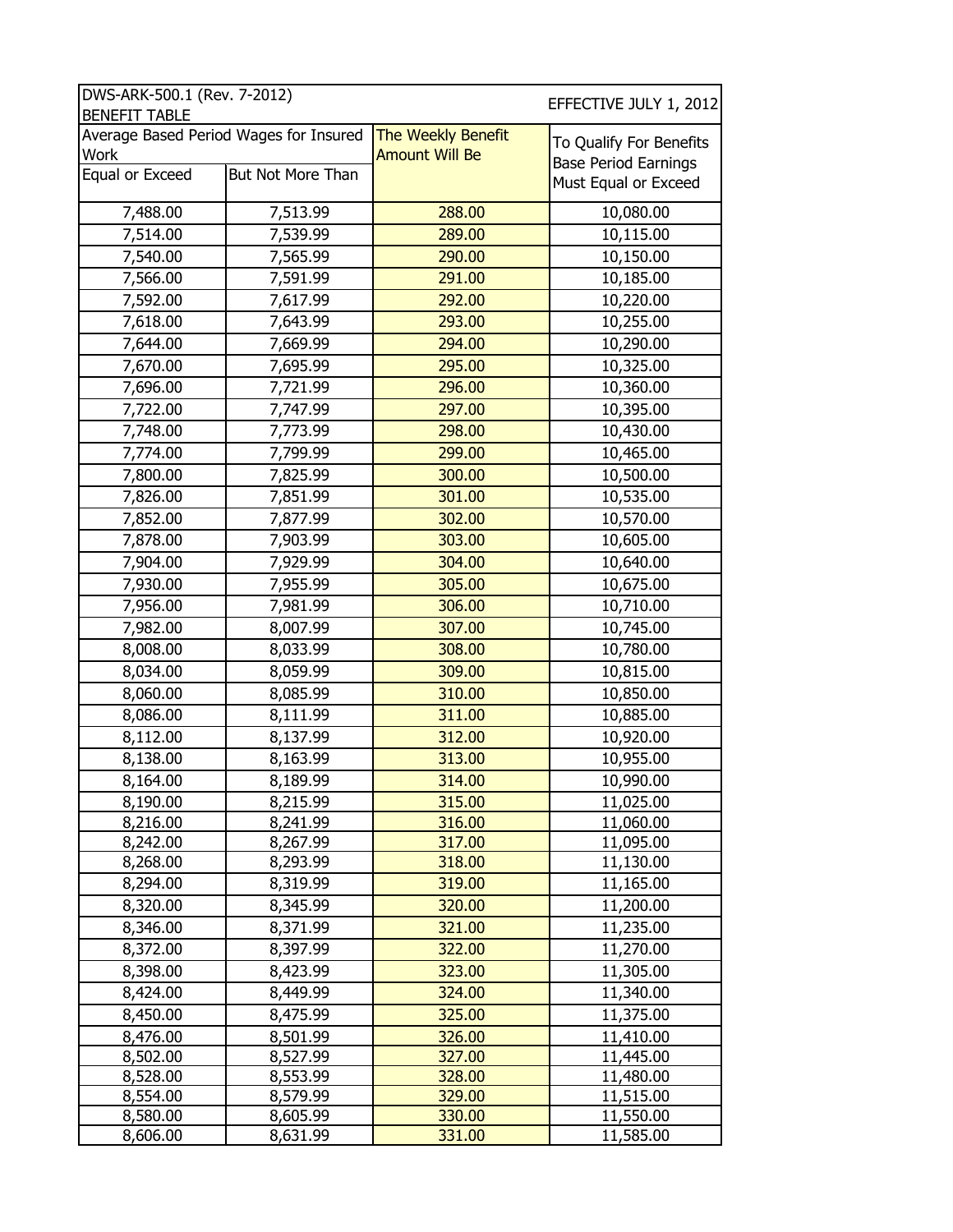| DWS-ARK-500.1 (Rev. 7-2012) BENEFIT TABLE | | | EFFECTIVE JULY 1, 2012 |
|---|---|---|---|
| Average Based Period Wages for Insured Work | | The Weekly Benefit Amount Will Be | To Qualify For Benefits Base Period Earnings Must Equal or Exceed |
| Equal or Exceed | But Not More Than | | |
| 7,488.00 | 7,513.99 | 288.00 | 10,080.00 |
| 7,514.00 | 7,539.99 | 289.00 | 10,115.00 |
| 7,540.00 | 7,565.99 | 290.00 | 10,150.00 |
| 7,566.00 | 7,591.99 | 291.00 | 10,185.00 |
| 7,592.00 | 7,617.99 | 292.00 | 10,220.00 |
| 7,618.00 | 7,643.99 | 293.00 | 10,255.00 |
| 7,644.00 | 7,669.99 | 294.00 | 10,290.00 |
| 7,670.00 | 7,695.99 | 295.00 | 10,325.00 |
| 7,696.00 | 7,721.99 | 296.00 | 10,360.00 |
| 7,722.00 | 7,747.99 | 297.00 | 10,395.00 |
| 7,748.00 | 7,773.99 | 298.00 | 10,430.00 |
| 7,774.00 | 7,799.99 | 299.00 | 10,465.00 |
| 7,800.00 | 7,825.99 | 300.00 | 10,500.00 |
| 7,826.00 | 7,851.99 | 301.00 | 10,535.00 |
| 7,852.00 | 7,877.99 | 302.00 | 10,570.00 |
| 7,878.00 | 7,903.99 | 303.00 | 10,605.00 |
| 7,904.00 | 7,929.99 | 304.00 | 10,640.00 |
| 7,930.00 | 7,955.99 | 305.00 | 10,675.00 |
| 7,956.00 | 7,981.99 | 306.00 | 10,710.00 |
| 7,982.00 | 8,007.99 | 307.00 | 10,745.00 |
| 8,008.00 | 8,033.99 | 308.00 | 10,780.00 |
| 8,034.00 | 8,059.99 | 309.00 | 10,815.00 |
| 8,060.00 | 8,085.99 | 310.00 | 10,850.00 |
| 8,086.00 | 8,111.99 | 311.00 | 10,885.00 |
| 8,112.00 | 8,137.99 | 312.00 | 10,920.00 |
| 8,138.00 | 8,163.99 | 313.00 | 10,955.00 |
| 8,164.00 | 8,189.99 | 314.00 | 10,990.00 |
| 8,190.00 | 8,215.99 | 315.00 | 11,025.00 |
| 8,216.00 | 8,241.99 | 316.00 | 11,060.00 |
| 8,242.00 | 8,267.99 | 317.00 | 11,095.00 |
| 8,268.00 | 8,293.99 | 318.00 | 11,130.00 |
| 8,294.00 | 8,319.99 | 319.00 | 11,165.00 |
| 8,320.00 | 8,345.99 | 320.00 | 11,200.00 |
| 8,346.00 | 8,371.99 | 321.00 | 11,235.00 |
| 8,372.00 | 8,397.99 | 322.00 | 11,270.00 |
| 8,398.00 | 8,423.99 | 323.00 | 11,305.00 |
| 8,424.00 | 8,449.99 | 324.00 | 11,340.00 |
| 8,450.00 | 8,475.99 | 325.00 | 11,375.00 |
| 8,476.00 | 8,501.99 | 326.00 | 11,410.00 |
| 8,502.00 | 8,527.99 | 327.00 | 11,445.00 |
| 8,528.00 | 8,553.99 | 328.00 | 11,480.00 |
| 8,554.00 | 8,579.99 | 329.00 | 11,515.00 |
| 8,580.00 | 8,605.99 | 330.00 | 11,550.00 |
| 8,606.00 | 8,631.99 | 331.00 | 11,585.00 |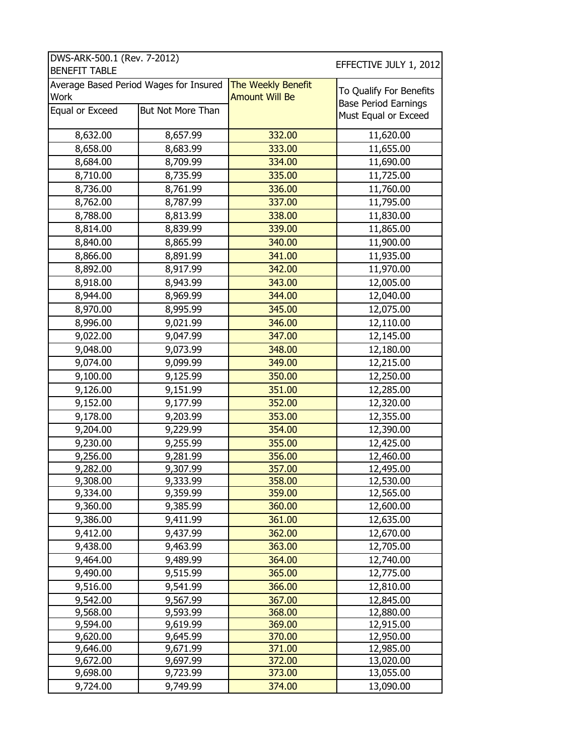| DWS-ARK-500.1 (Rev. 7-2012) BENEFIT TABLE | | | EFFECTIVE JULY 1, 2012 |
|---|---|---|---|
| Average Based Period Wages for Insured Work | | The Weekly Benefit Amount Will Be | To Qualify For Benefits Base Period Earnings Must Equal or Exceed |
| Equal or Exceed | But Not More Than | | |
| 8,632.00 | 8,657.99 | 332.00 | 11,620.00 |
| 8,658.00 | 8,683.99 | 333.00 | 11,655.00 |
| 8,684.00 | 8,709.99 | 334.00 | 11,690.00 |
| 8,710.00 | 8,735.99 | 335.00 | 11,725.00 |
| 8,736.00 | 8,761.99 | 336.00 | 11,760.00 |
| 8,762.00 | 8,787.99 | 337.00 | 11,795.00 |
| 8,788.00 | 8,813.99 | 338.00 | 11,830.00 |
| 8,814.00 | 8,839.99 | 339.00 | 11,865.00 |
| 8,840.00 | 8,865.99 | 340.00 | 11,900.00 |
| 8,866.00 | 8,891.99 | 341.00 | 11,935.00 |
| 8,892.00 | 8,917.99 | 342.00 | 11,970.00 |
| 8,918.00 | 8,943.99 | 343.00 | 12,005.00 |
| 8,944.00 | 8,969.99 | 344.00 | 12,040.00 |
| 8,970.00 | 8,995.99 | 345.00 | 12,075.00 |
| 8,996.00 | 9,021.99 | 346.00 | 12,110.00 |
| 9,022.00 | 9,047.99 | 347.00 | 12,145.00 |
| 9,048.00 | 9,073.99 | 348.00 | 12,180.00 |
| 9,074.00 | 9,099.99 | 349.00 | 12,215.00 |
| 9,100.00 | 9,125.99 | 350.00 | 12,250.00 |
| 9,126.00 | 9,151.99 | 351.00 | 12,285.00 |
| 9,152.00 | 9,177.99 | 352.00 | 12,320.00 |
| 9,178.00 | 9,203.99 | 353.00 | 12,355.00 |
| 9,204.00 | 9,229.99 | 354.00 | 12,390.00 |
| 9,230.00 | 9,255.99 | 355.00 | 12,425.00 |
| 9,256.00 | 9,281.99 | 356.00 | 12,460.00 |
| 9,282.00 | 9,307.99 | 357.00 | 12,495.00 |
| 9,308.00 | 9,333.99 | 358.00 | 12,530.00 |
| 9,334.00 | 9,359.99 | 359.00 | 12,565.00 |
| 9,360.00 | 9,385.99 | 360.00 | 12,600.00 |
| 9,386.00 | 9,411.99 | 361.00 | 12,635.00 |
| 9,412.00 | 9,437.99 | 362.00 | 12,670.00 |
| 9,438.00 | 9,463.99 | 363.00 | 12,705.00 |
| 9,464.00 | 9,489.99 | 364.00 | 12,740.00 |
| 9,490.00 | 9,515.99 | 365.00 | 12,775.00 |
| 9,516.00 | 9,541.99 | 366.00 | 12,810.00 |
| 9,542.00 | 9,567.99 | 367.00 | 12,845.00 |
| 9,568.00 | 9,593.99 | 368.00 | 12,880.00 |
| 9,594.00 | 9,619.99 | 369.00 | 12,915.00 |
| 9,620.00 | 9,645.99 | 370.00 | 12,950.00 |
| 9,646.00 | 9,671.99 | 371.00 | 12,985.00 |
| 9,672.00 | 9,697.99 | 372.00 | 13,020.00 |
| 9,698.00 | 9,723.99 | 373.00 | 13,055.00 |
| 9,724.00 | 9,749.99 | 374.00 | 13,090.00 |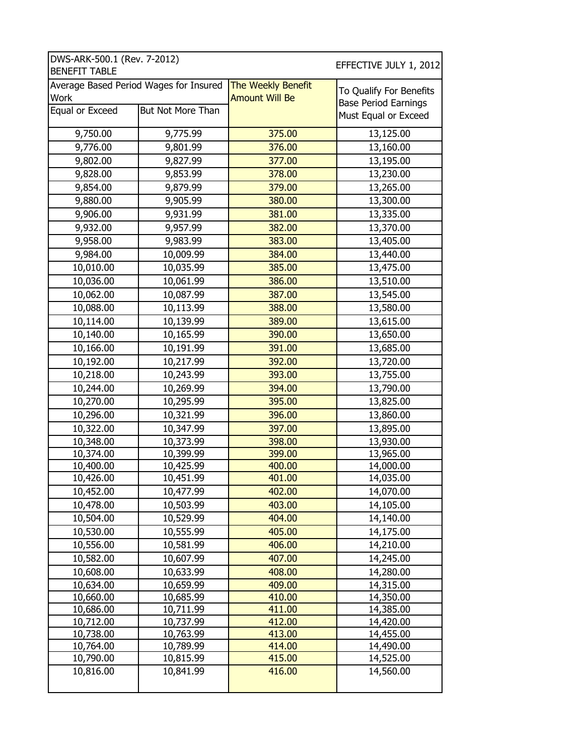| DWS-ARK-500.1 (Rev. 7-2012) BENEFIT TABLE | | | EFFECTIVE JULY 1, 2012 |
|---|---|---|---|
| Average Based Period Wages for Insured Work | | The Weekly Benefit Amount Will Be | To Qualify For Benefits Base Period Earnings Must Equal or Exceed |
| Equal or Exceed | But Not More Than | | |
| 9,750.00 | 9,775.99 | 375.00 | 13,125.00 |
| 9,776.00 | 9,801.99 | 376.00 | 13,160.00 |
| 9,802.00 | 9,827.99 | 377.00 | 13,195.00 |
| 9,828.00 | 9,853.99 | 378.00 | 13,230.00 |
| 9,854.00 | 9,879.99 | 379.00 | 13,265.00 |
| 9,880.00 | 9,905.99 | 380.00 | 13,300.00 |
| 9,906.00 | 9,931.99 | 381.00 | 13,335.00 |
| 9,932.00 | 9,957.99 | 382.00 | 13,370.00 |
| 9,958.00 | 9,983.99 | 383.00 | 13,405.00 |
| 9,984.00 | 10,009.99 | 384.00 | 13,440.00 |
| 10,010.00 | 10,035.99 | 385.00 | 13,475.00 |
| 10,036.00 | 10,061.99 | 386.00 | 13,510.00 |
| 10,062.00 | 10,087.99 | 387.00 | 13,545.00 |
| 10,088.00 | 10,113.99 | 388.00 | 13,580.00 |
| 10,114.00 | 10,139.99 | 389.00 | 13,615.00 |
| 10,140.00 | 10,165.99 | 390.00 | 13,650.00 |
| 10,166.00 | 10,191.99 | 391.00 | 13,685.00 |
| 10,192.00 | 10,217.99 | 392.00 | 13,720.00 |
| 10,218.00 | 10,243.99 | 393.00 | 13,755.00 |
| 10,244.00 | 10,269.99 | 394.00 | 13,790.00 |
| 10,270.00 | 10,295.99 | 395.00 | 13,825.00 |
| 10,296.00 | 10,321.99 | 396.00 | 13,860.00 |
| 10,322.00 | 10,347.99 | 397.00 | 13,895.00 |
| 10,348.00 | 10,373.99 | 398.00 | 13,930.00 |
| 10,374.00 | 10,399.99 | 399.00 | 13,965.00 |
| 10,400.00 | 10,425.99 | 400.00 | 14,000.00 |
| 10,426.00 | 10,451.99 | 401.00 | 14,035.00 |
| 10,452.00 | 10,477.99 | 402.00 | 14,070.00 |
| 10,478.00 | 10,503.99 | 403.00 | 14,105.00 |
| 10,504.00 | 10,529.99 | 404.00 | 14,140.00 |
| 10,530.00 | 10,555.99 | 405.00 | 14,175.00 |
| 10,556.00 | 10,581.99 | 406.00 | 14,210.00 |
| 10,582.00 | 10,607.99 | 407.00 | 14,245.00 |
| 10,608.00 | 10,633.99 | 408.00 | 14,280.00 |
| 10,634.00 | 10,659.99 | 409.00 | 14,315.00 |
| 10,660.00 | 10,685.99 | 410.00 | 14,350.00 |
| 10,686.00 | 10,711.99 | 411.00 | 14,385.00 |
| 10,712.00 | 10,737.99 | 412.00 | 14,420.00 |
| 10,738.00 | 10,763.99 | 413.00 | 14,455.00 |
| 10,764.00 | 10,789.99 | 414.00 | 14,490.00 |
| 10,790.00 | 10,815.99 | 415.00 | 14,525.00 |
| 10,816.00 | 10,841.99 | 416.00 | 14,560.00 |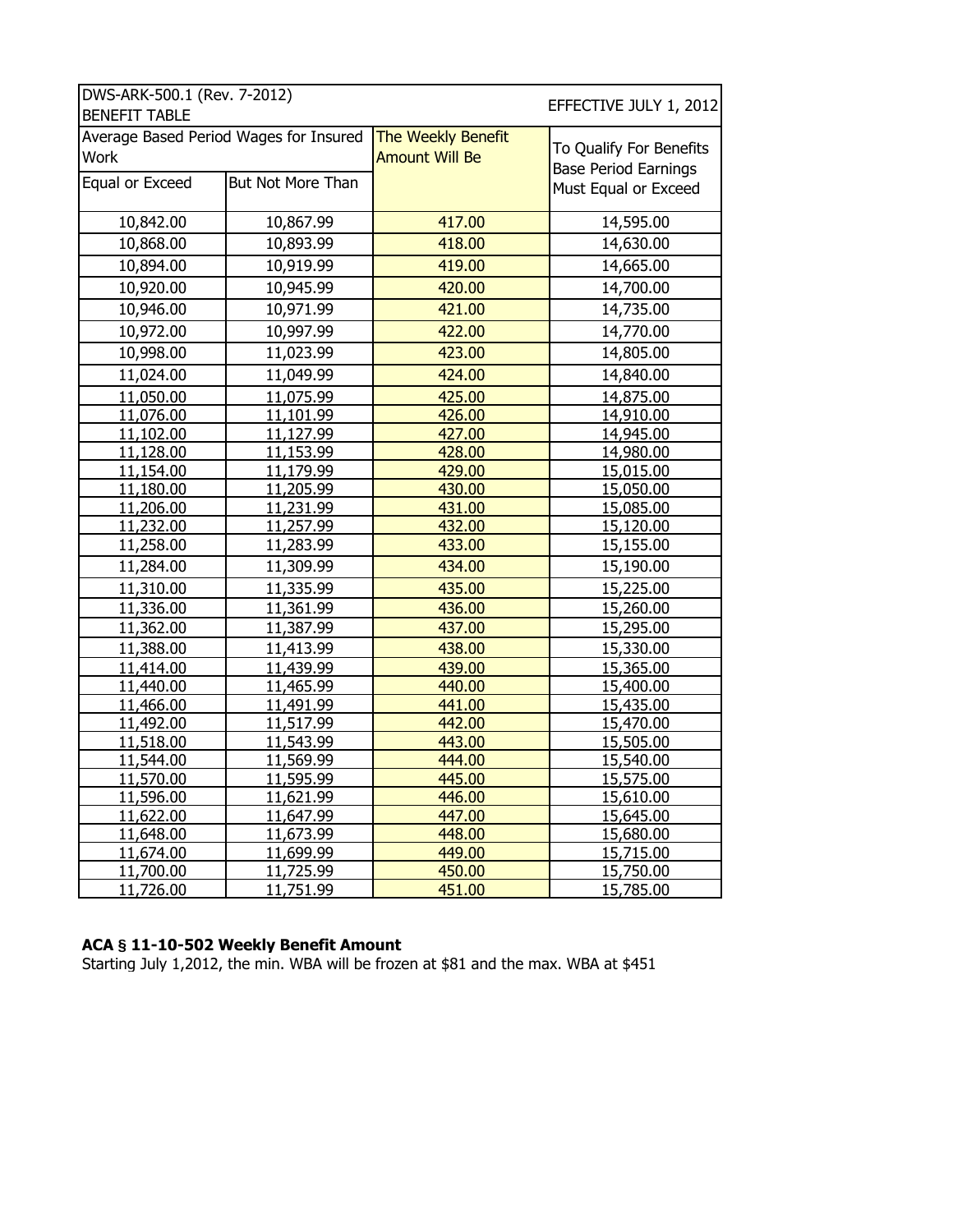| DWS-ARK-500.1 (Rev. 7-2012) BENEFIT TABLE | | | EFFECTIVE JULY 1, 2012 |
|---|---|---|---|
| Average Based Period Wages for Insured Work | | The Weekly Benefit Amount Will Be | To Qualify For Benefits Base Period Earnings Must Equal or Exceed |
| Equal or Exceed | But Not More Than | | |
| 10,842.00 | 10,867.99 | 417.00 | 14,595.00 |
| 10,868.00 | 10,893.99 | 418.00 | 14,630.00 |
| 10,894.00 | 10,919.99 | 419.00 | 14,665.00 |
| 10,920.00 | 10,945.99 | 420.00 | 14,700.00 |
| 10,946.00 | 10,971.99 | 421.00 | 14,735.00 |
| 10,972.00 | 10,997.99 | 422.00 | 14,770.00 |
| 10,998.00 | 11,023.99 | 423.00 | 14,805.00 |
| 11,024.00 | 11,049.99 | 424.00 | 14,840.00 |
| 11,050.00 | 11,075.99 | 425.00 | 14,875.00 |
| 11,076.00 | 11,101.99 | 426.00 | 14,910.00 |
| 11,102.00 | 11,127.99 | 427.00 | 14,945.00 |
| 11,128.00 | 11,153.99 | 428.00 | 14,980.00 |
| 11,154.00 | 11,179.99 | 429.00 | 15,015.00 |
| 11,180.00 | 11,205.99 | 430.00 | 15,050.00 |
| 11,206.00 | 11,231.99 | 431.00 | 15,085.00 |
| 11,232.00 | 11,257.99 | 432.00 | 15,120.00 |
| 11,258.00 | 11,283.99 | 433.00 | 15,155.00 |
| 11,284.00 | 11,309.99 | 434.00 | 15,190.00 |
| 11,310.00 | 11,335.99 | 435.00 | 15,225.00 |
| 11,336.00 | 11,361.99 | 436.00 | 15,260.00 |
| 11,362.00 | 11,387.99 | 437.00 | 15,295.00 |
| 11,388.00 | 11,413.99 | 438.00 | 15,330.00 |
| 11,414.00 | 11,439.99 | 439.00 | 15,365.00 |
| 11,440.00 | 11,465.99 | 440.00 | 15,400.00 |
| 11,466.00 | 11,491.99 | 441.00 | 15,435.00 |
| 11,492.00 | 11,517.99 | 442.00 | 15,470.00 |
| 11,518.00 | 11,543.99 | 443.00 | 15,505.00 |
| 11,544.00 | 11,569.99 | 444.00 | 15,540.00 |
| 11,570.00 | 11,595.99 | 445.00 | 15,575.00 |
| 11,596.00 | 11,621.99 | 446.00 | 15,610.00 |
| 11,622.00 | 11,647.99 | 447.00 | 15,645.00 |
| 11,648.00 | 11,673.99 | 448.00 | 15,680.00 |
| 11,674.00 | 11,699.99 | 449.00 | 15,715.00 |
| 11,700.00 | 11,725.99 | 450.00 | 15,750.00 |
| 11,726.00 | 11,751.99 | 451.00 | 15,785.00 |

**ACA § 11-10-502 Weekly Benefit Amount**
Starting July 1,2012, the min. WBA will be frozen at $81 and the max. WBA at $451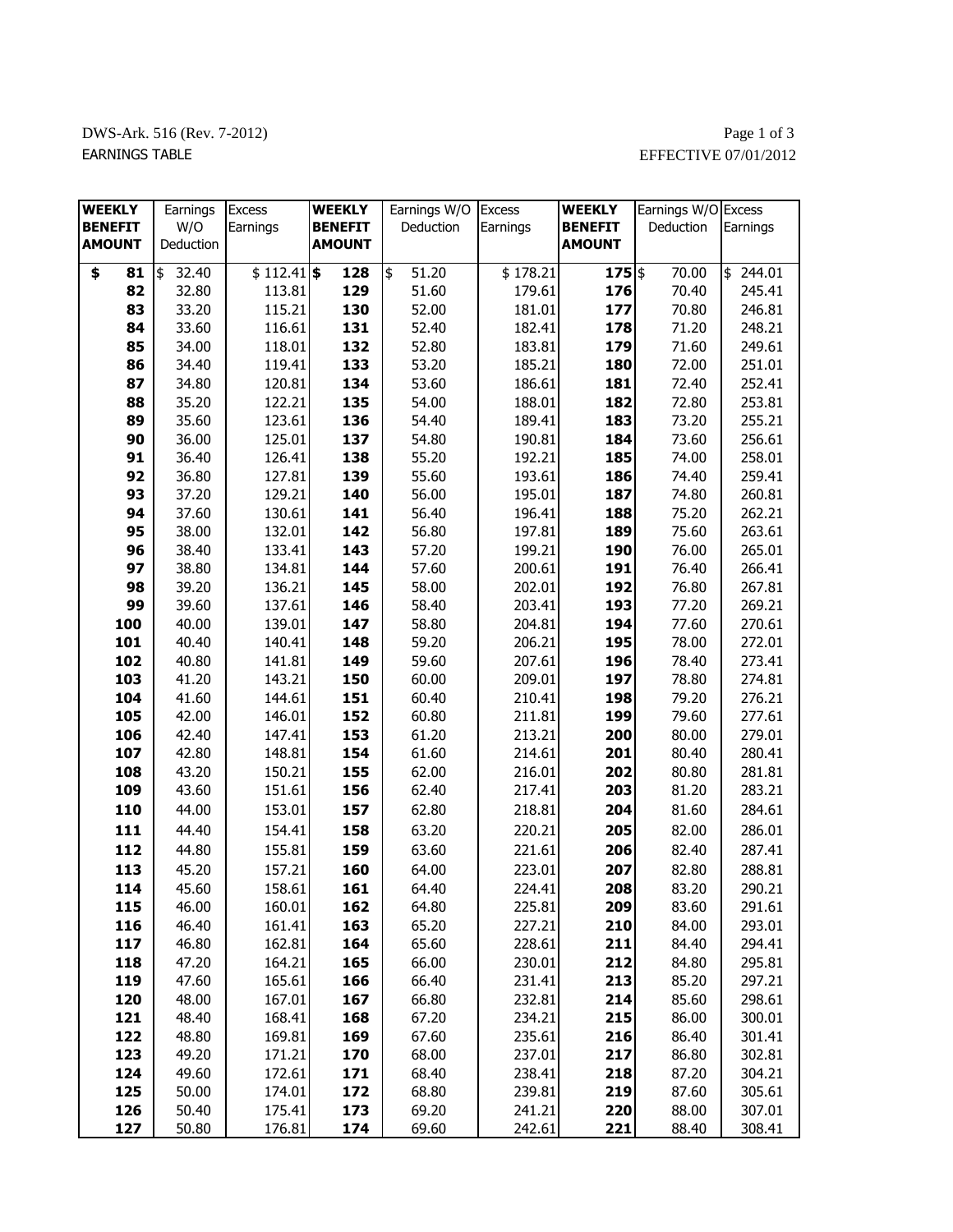DWS-Ark. 516 (Rev. 7-2012)

EARNINGS TABLE

EFFECTIVE 07/01/2012

| WEEKLY BENEFIT AMOUNT | Earnings W/O Deduction | Excess Earnings | WEEKLY BENEFIT AMOUNT | Earnings W/O Deduction | Excess Earnings | WEEKLY BENEFIT AMOUNT | Earnings W/O Deduction | Excess Earnings |
|---|---|---|---|---|---|---|---|---|
| $ 81 | $ 32.40 | $ 112.41 | $ 128 | $ 51.20 | $ 178.21 | 175 | $ 70.00 | $ 244.01 |
| 82 | 32.80 | 113.81 | 129 | 51.60 | 179.61 | 176 | 70.40 | 245.41 |
| 83 | 33.20 | 115.21 | 130 | 52.00 | 181.01 | 177 | 70.80 | 246.81 |
| 84 | 33.60 | 116.61 | 131 | 52.40 | 182.41 | 178 | 71.20 | 248.21 |
| 85 | 34.00 | 118.01 | 132 | 52.80 | 183.81 | 179 | 71.60 | 249.61 |
| 86 | 34.40 | 119.41 | 133 | 53.20 | 185.21 | 180 | 72.00 | 251.01 |
| 87 | 34.80 | 120.81 | 134 | 53.60 | 186.61 | 181 | 72.40 | 252.41 |
| 88 | 35.20 | 122.21 | 135 | 54.00 | 188.01 | 182 | 72.80 | 253.81 |
| 89 | 35.60 | 123.61 | 136 | 54.40 | 189.41 | 183 | 73.20 | 255.21 |
| 90 | 36.00 | 125.01 | 137 | 54.80 | 190.81 | 184 | 73.60 | 256.61 |
| 91 | 36.40 | 126.41 | 138 | 55.20 | 192.21 | 185 | 74.00 | 258.01 |
| 92 | 36.80 | 127.81 | 139 | 55.60 | 193.61 | 186 | 74.40 | 259.41 |
| 93 | 37.20 | 129.21 | 140 | 56.00 | 195.01 | 187 | 74.80 | 260.81 |
| 94 | 37.60 | 130.61 | 141 | 56.40 | 196.41 | 188 | 75.20 | 262.21 |
| 95 | 38.00 | 132.01 | 142 | 56.80 | 197.81 | 189 | 75.60 | 263.61 |
| 96 | 38.40 | 133.41 | 143 | 57.20 | 199.21 | 190 | 76.00 | 265.01 |
| 97 | 38.80 | 134.81 | 144 | 57.60 | 200.61 | 191 | 76.40 | 266.41 |
| 98 | 39.20 | 136.21 | 145 | 58.00 | 202.01 | 192 | 76.80 | 267.81 |
| 99 | 39.60 | 137.61 | 146 | 58.40 | 203.41 | 193 | 77.20 | 269.21 |
| 100 | 40.00 | 139.01 | 147 | 58.80 | 204.81 | 194 | 77.60 | 270.61 |
| 101 | 40.40 | 140.41 | 148 | 59.20 | 206.21 | 195 | 78.00 | 272.01 |
| 102 | 40.80 | 141.81 | 149 | 59.60 | 207.61 | 196 | 78.40 | 273.41 |
| 103 | 41.20 | 143.21 | 150 | 60.00 | 209.01 | 197 | 78.80 | 274.81 |
| 104 | 41.60 | 144.61 | 151 | 60.40 | 210.41 | 198 | 79.20 | 276.21 |
| 105 | 42.00 | 146.01 | 152 | 60.80 | 211.81 | 199 | 79.60 | 277.61 |
| 106 | 42.40 | 147.41 | 153 | 61.20 | 213.21 | 200 | 80.00 | 279.01 |
| 107 | 42.80 | 148.81 | 154 | 61.60 | 214.61 | 201 | 80.40 | 280.41 |
| 108 | 43.20 | 150.21 | 155 | 62.00 | 216.01 | 202 | 80.80 | 281.81 |
| 109 | 43.60 | 151.61 | 156 | 62.40 | 217.41 | 203 | 81.20 | 283.21 |
| 110 | 44.00 | 153.01 | 157 | 62.80 | 218.81 | 204 | 81.60 | 284.61 |
| 111 | 44.40 | 154.41 | 158 | 63.20 | 220.21 | 205 | 82.00 | 286.01 |
| 112 | 44.80 | 155.81 | 159 | 63.60 | 221.61 | 206 | 82.40 | 287.41 |
| 113 | 45.20 | 157.21 | 160 | 64.00 | 223.01 | 207 | 82.80 | 288.81 |
| 114 | 45.60 | 158.61 | 161 | 64.40 | 224.41 | 208 | 83.20 | 290.21 |
| 115 | 46.00 | 160.01 | 162 | 64.80 | 225.81 | 209 | 83.60 | 291.61 |
| 116 | 46.40 | 161.41 | 163 | 65.20 | 227.21 | 210 | 84.00 | 293.01 |
| 117 | 46.80 | 162.81 | 164 | 65.60 | 228.61 | 211 | 84.40 | 294.41 |
| 118 | 47.20 | 164.21 | 165 | 66.00 | 230.01 | 212 | 84.80 | 295.81 |
| 119 | 47.60 | 165.61 | 166 | 66.40 | 231.41 | 213 | 85.20 | 297.21 |
| 120 | 48.00 | 167.01 | 167 | 66.80 | 232.81 | 214 | 85.60 | 298.61 |
| 121 | 48.40 | 168.41 | 168 | 67.20 | 234.21 | 215 | 86.00 | 300.01 |
| 122 | 48.80 | 169.81 | 169 | 67.60 | 235.61 | 216 | 86.40 | 301.41 |
| 123 | 49.20 | 171.21 | 170 | 68.00 | 237.01 | 217 | 86.80 | 302.81 |
| 124 | 49.60 | 172.61 | 171 | 68.40 | 238.41 | 218 | 87.20 | 304.21 |
| 125 | 50.00 | 174.01 | 172 | 68.80 | 239.81 | 219 | 87.60 | 305.61 |
| 126 | 50.40 | 175.41 | 173 | 69.20 | 241.21 | 220 | 88.00 | 307.01 |
| 127 | 50.80 | 176.81 | 174 | 69.60 | 242.61 | 221 | 88.40 | 308.41 |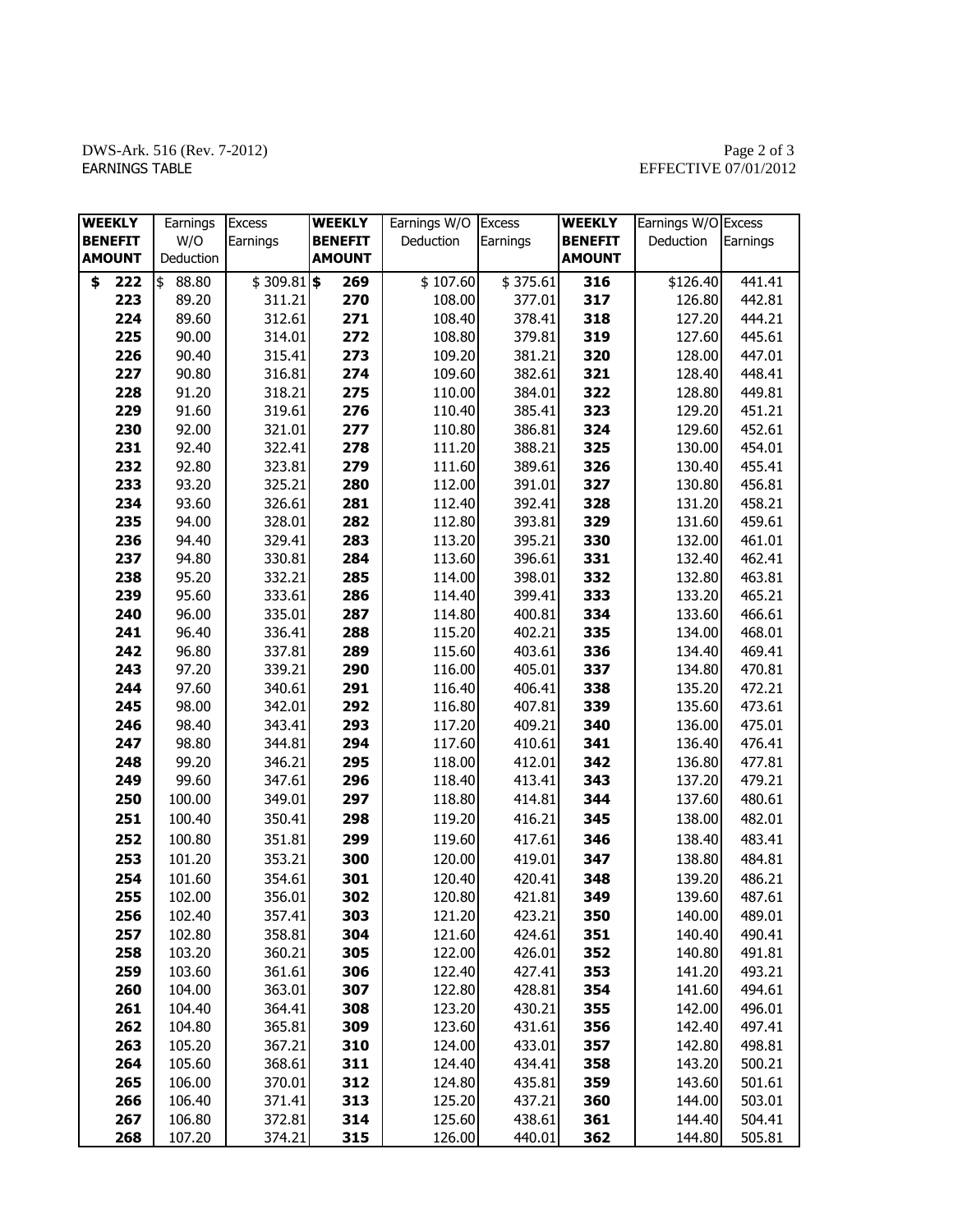DWS-Ark. 516 (Rev. 7-2012)
EARNINGS TABLE

EFFECTIVE 07/01/2012

| WEEKLY BENEFIT AMOUNT | Earnings W/O Deduction | Excess Earnings | WEEKLY BENEFIT AMOUNT | Earnings W/O Deduction | Excess Earnings | WEEKLY BENEFIT AMOUNT | Earnings W/O Deduction | Excess Earnings |
|---|---|---|---|---|---|---|---|---|
| $ 222 | $ 88.80 | $ 309.81 | $ 269 | $ 107.60 | $ 375.61 | 316 | $126.40 | 441.41 |
| 223 | 89.20 | 311.21 | 270 | 108.00 | 377.01 | 317 | 126.80 | 442.81 |
| 224 | 89.60 | 312.61 | 271 | 108.40 | 378.41 | 318 | 127.20 | 444.21 |
| 225 | 90.00 | 314.01 | 272 | 108.80 | 379.81 | 319 | 127.60 | 445.61 |
| 226 | 90.40 | 315.41 | 273 | 109.20 | 381.21 | 320 | 128.00 | 447.01 |
| 227 | 90.80 | 316.81 | 274 | 109.60 | 382.61 | 321 | 128.40 | 448.41 |
| 228 | 91.20 | 318.21 | 275 | 110.00 | 384.01 | 322 | 128.80 | 449.81 |
| 229 | 91.60 | 319.61 | 276 | 110.40 | 385.41 | 323 | 129.20 | 451.21 |
| 230 | 92.00 | 321.01 | 277 | 110.80 | 386.81 | 324 | 129.60 | 452.61 |
| 231 | 92.40 | 322.41 | 278 | 111.20 | 388.21 | 325 | 130.00 | 454.01 |
| 232 | 92.80 | 323.81 | 279 | 111.60 | 389.61 | 326 | 130.40 | 455.41 |
| 233 | 93.20 | 325.21 | 280 | 112.00 | 391.01 | 327 | 130.80 | 456.81 |
| 234 | 93.60 | 326.61 | 281 | 112.40 | 392.41 | 328 | 131.20 | 458.21 |
| 235 | 94.00 | 328.01 | 282 | 112.80 | 393.81 | 329 | 131.60 | 459.61 |
| 236 | 94.40 | 329.41 | 283 | 113.20 | 395.21 | 330 | 132.00 | 461.01 |
| 237 | 94.80 | 330.81 | 284 | 113.60 | 396.61 | 331 | 132.40 | 462.41 |
| 238 | 95.20 | 332.21 | 285 | 114.00 | 398.01 | 332 | 132.80 | 463.81 |
| 239 | 95.60 | 333.61 | 286 | 114.40 | 399.41 | 333 | 133.20 | 465.21 |
| 240 | 96.00 | 335.01 | 287 | 114.80 | 400.81 | 334 | 133.60 | 466.61 |
| 241 | 96.40 | 336.41 | 288 | 115.20 | 402.21 | 335 | 134.00 | 468.01 |
| 242 | 96.80 | 337.81 | 289 | 115.60 | 403.61 | 336 | 134.40 | 469.41 |
| 243 | 97.20 | 339.21 | 290 | 116.00 | 405.01 | 337 | 134.80 | 470.81 |
| 244 | 97.60 | 340.61 | 291 | 116.40 | 406.41 | 338 | 135.20 | 472.21 |
| 245 | 98.00 | 342.01 | 292 | 116.80 | 407.81 | 339 | 135.60 | 473.61 |
| 246 | 98.40 | 343.41 | 293 | 117.20 | 409.21 | 340 | 136.00 | 475.01 |
| 247 | 98.80 | 344.81 | 294 | 117.60 | 410.61 | 341 | 136.40 | 476.41 |
| 248 | 99.20 | 346.21 | 295 | 118.00 | 412.01 | 342 | 136.80 | 477.81 |
| 249 | 99.60 | 347.61 | 296 | 118.40 | 413.41 | 343 | 137.20 | 479.21 |
| 250 | 100.00 | 349.01 | 297 | 118.80 | 414.81 | 344 | 137.60 | 480.61 |
| 251 | 100.40 | 350.41 | 298 | 119.20 | 416.21 | 345 | 138.00 | 482.01 |
| 252 | 100.80 | 351.81 | 299 | 119.60 | 417.61 | 346 | 138.40 | 483.41 |
| 253 | 101.20 | 353.21 | 300 | 120.00 | 419.01 | 347 | 138.80 | 484.81 |
| 254 | 101.60 | 354.61 | 301 | 120.40 | 420.41 | 348 | 139.20 | 486.21 |
| 255 | 102.00 | 356.01 | 302 | 120.80 | 421.81 | 349 | 139.60 | 487.61 |
| 256 | 102.40 | 357.41 | 303 | 121.20 | 423.21 | 350 | 140.00 | 489.01 |
| 257 | 102.80 | 358.81 | 304 | 121.60 | 424.61 | 351 | 140.40 | 490.41 |
| 258 | 103.20 | 360.21 | 305 | 122.00 | 426.01 | 352 | 140.80 | 491.81 |
| 259 | 103.60 | 361.61 | 306 | 122.40 | 427.41 | 353 | 141.20 | 493.21 |
| 260 | 104.00 | 363.01 | 307 | 122.80 | 428.81 | 354 | 141.60 | 494.61 |
| 261 | 104.40 | 364.41 | 308 | 123.20 | 430.21 | 355 | 142.00 | 496.01 |
| 262 | 104.80 | 365.81 | 309 | 123.60 | 431.61 | 356 | 142.40 | 497.41 |
| 263 | 105.20 | 367.21 | 310 | 124.00 | 433.01 | 357 | 142.80 | 498.81 |
| 264 | 105.60 | 368.61 | 311 | 124.40 | 434.41 | 358 | 143.20 | 500.21 |
| 265 | 106.00 | 370.01 | 312 | 124.80 | 435.81 | 359 | 143.60 | 501.61 |
| 266 | 106.40 | 371.41 | 313 | 125.20 | 437.21 | 360 | 144.00 | 503.01 |
| 267 | 106.80 | 372.81 | 314 | 125.60 | 438.61 | 361 | 144.40 | 504.41 |
| 268 | 107.20 | 374.21 | 315 | 126.00 | 440.01 | 362 | 144.80 | 505.81 |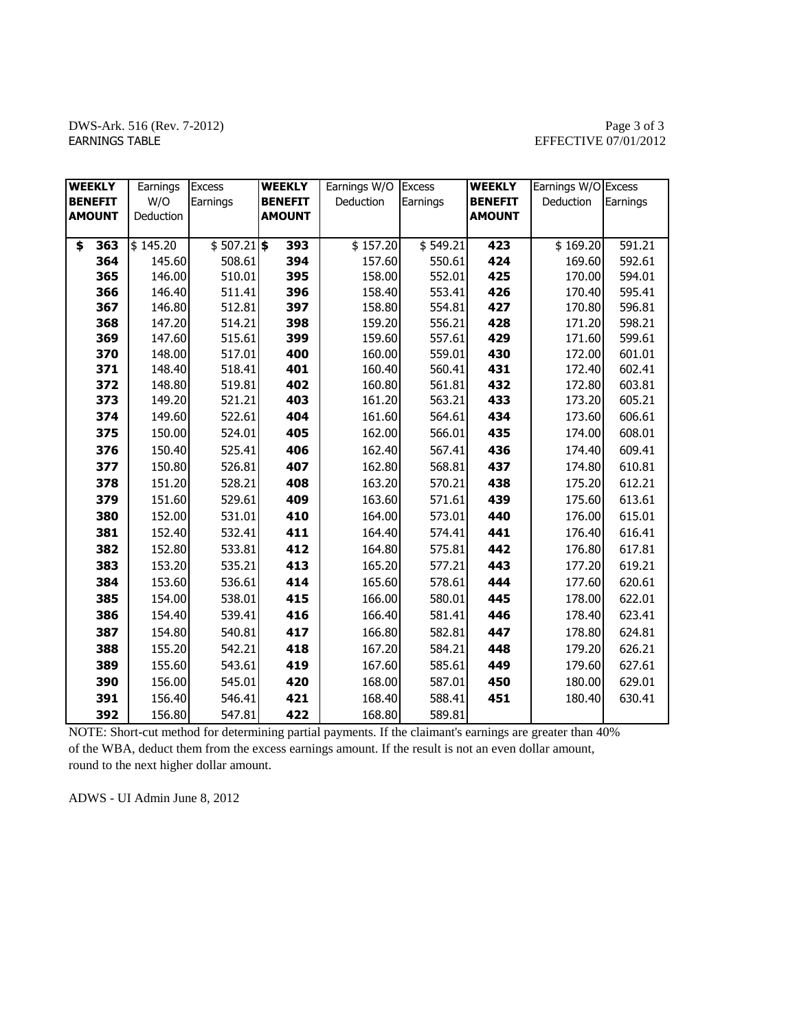DWS-Ark. 516 (Rev. 7-2012)
EARNINGS TABLE

EFFECTIVE 07/01/2012

| WEEKLY BENEFIT AMOUNT | Earnings W/O Deduction | Excess Earnings | WEEKLY BENEFIT AMOUNT | Earnings W/O Deduction | Excess Earnings | WEEKLY BENEFIT AMOUNT | Earnings W/O Deduction | Excess Earnings |
|---|---|---|---|---|---|---|---|---|
| $ 363 | $ 145.20 | $ 507.21 | $ 393 | $ 157.20 | $ 549.21 | 423 | $ 169.20 | 591.21 |
| 364 | 145.60 | 508.61 | 394 | 157.60 | 550.61 | 424 | 169.60 | 592.61 |
| 365 | 146.00 | 510.01 | 395 | 158.00 | 552.01 | 425 | 170.00 | 594.01 |
| 366 | 146.40 | 511.41 | 396 | 158.40 | 553.41 | 426 | 170.40 | 595.41 |
| 367 | 146.80 | 512.81 | 397 | 158.80 | 554.81 | 427 | 170.80 | 596.81 |
| 368 | 147.20 | 514.21 | 398 | 159.20 | 556.21 | 428 | 171.20 | 598.21 |
| 369 | 147.60 | 515.61 | 399 | 159.60 | 557.61 | 429 | 171.60 | 599.61 |
| 370 | 148.00 | 517.01 | 400 | 160.00 | 559.01 | 430 | 172.00 | 601.01 |
| 371 | 148.40 | 518.41 | 401 | 160.40 | 560.41 | 431 | 172.40 | 602.41 |
| 372 | 148.80 | 519.81 | 402 | 160.80 | 561.81 | 432 | 172.80 | 603.81 |
| 373 | 149.20 | 521.21 | 403 | 161.20 | 563.21 | 433 | 173.20 | 605.21 |
| 374 | 149.60 | 522.61 | 404 | 161.60 | 564.61 | 434 | 173.60 | 606.61 |
| 375 | 150.00 | 524.01 | 405 | 162.00 | 566.01 | 435 | 174.00 | 608.01 |
| 376 | 150.40 | 525.41 | 406 | 162.40 | 567.41 | 436 | 174.40 | 609.41 |
| 377 | 150.80 | 526.81 | 407 | 162.80 | 568.81 | 437 | 174.80 | 610.81 |
| 378 | 151.20 | 528.21 | 408 | 163.20 | 570.21 | 438 | 175.20 | 612.21 |
| 379 | 151.60 | 529.61 | 409 | 163.60 | 571.61 | 439 | 175.60 | 613.61 |
| 380 | 152.00 | 531.01 | 410 | 164.00 | 573.01 | 440 | 176.00 | 615.01 |
| 381 | 152.40 | 532.41 | 411 | 164.40 | 574.41 | 441 | 176.40 | 616.41 |
| 382 | 152.80 | 533.81 | 412 | 164.80 | 575.81 | 442 | 176.80 | 617.81 |
| 383 | 153.20 | 535.21 | 413 | 165.20 | 577.21 | 443 | 177.20 | 619.21 |
| 384 | 153.60 | 536.61 | 414 | 165.60 | 578.61 | 444 | 177.60 | 620.61 |
| 385 | 154.00 | 538.01 | 415 | 166.00 | 580.01 | 445 | 178.00 | 622.01 |
| 386 | 154.40 | 539.41 | 416 | 166.40 | 581.41 | 446 | 178.40 | 623.41 |
| 387 | 154.80 | 540.81 | 417 | 166.80 | 582.81 | 447 | 178.80 | 624.81 |
| 388 | 155.20 | 542.21 | 418 | 167.20 | 584.21 | 448 | 179.20 | 626.21 |
| 389 | 155.60 | 543.61 | 419 | 167.60 | 585.61 | 449 | 179.60 | 627.61 |
| 390 | 156.00 | 545.01 | 420 | 168.00 | 587.01 | 450 | 180.00 | 629.01 |
| 391 | 156.40 | 546.41 | 421 | 168.40 | 588.41 | 451 | 180.40 | 630.41 |
| 392 | 156.80 | 547.81 | 422 | 168.80 | 589.81 | | | |

NOTE: Short-cut method for determining partial payments. If the claimant's earnings are greater than 40% of the WBA, deduct them from the excess earnings amount. If the result is not an even dollar amount, round to the next higher dollar amount.

ADWS - UI Admin June 8, 2012